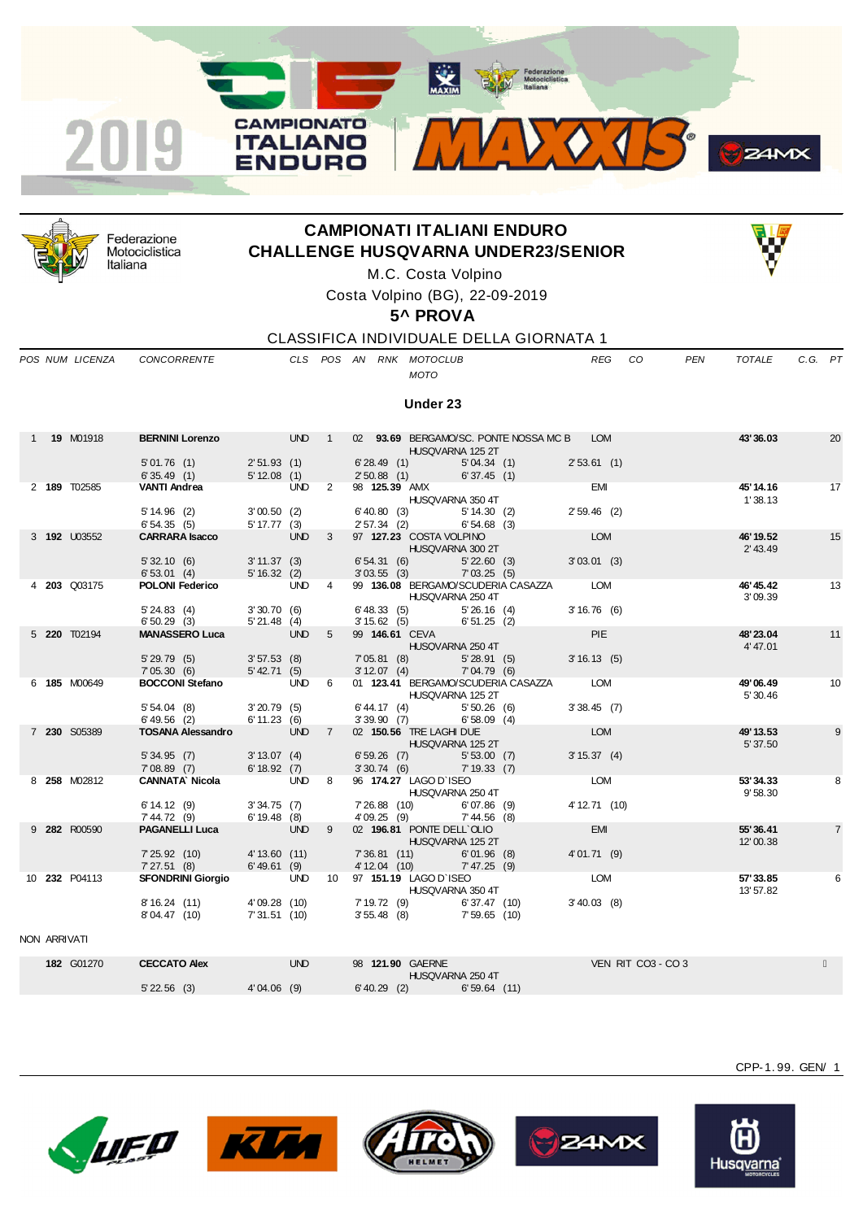# CAMPIONATI ITALIANI ENDURO
## CHALLENGE HUSQVARNA UNDER23/SENIOR

M.C. Costa Volpino

Costa Volpino (BG), 22-09-2019

**5^ PROVA**

CLASSIFICA INDIVIDUALE DELLA GIORNATA 1

### Under 23

| POS | NUM | LICENZA | CONCORRENTE | CLS | POS | AN | RNK | MOTOCLUB / MOTO | REG | CO | PEN | TOTALE | C.G. | PT |
|---|---|---|---|---|---|---|---|---|---|---|---|---|---|---|
| 1 | **19** | M01918 | **BERNINI Lorenzo** | UND | 1 | 02 | **93.69** | BERGAMO/SC. PONTE NOSSA MC B / HUSQVARNA 125 2T | LOM | | | **43' 36.03** | | 20 |
| | | | 5' 01.76 (1) / 6' 35.49 (1) | 2' 51.93 (1) / 5' 12.08 (1) | | 6' 28.49 (1) / 2' 50.88 (1) | | 5' 04.34 (1) / 6' 37.45 (1) | 2' 53.61 (1) | | | | | |
| 2 | **189** | T02585 | **VANTI Andrea** | UND | 2 | 98 | **125.39** | AMX / HUSQVARNA 350 4T | EMI | | | **45' 14.16** | 1' 38.13 | 17 |
| | | | 5' 14.96 (2) / 6' 54.35 (5) | 3' 00.50 (2) / 5' 17.77 (3) | | 6' 40.80 (3) / 2' 57.34 (2) | | 5' 14.30 (2) / 6' 54.68 (3) | 2' 59.46 (2) | | | | | |
| 3 | **192** | U03552 | **CARRARA Isacco** | UND | 3 | 97 | **127.23** | COSTA VOLPINO / HUSQVARNA 300 2T | LOM | | | **46' 19.52** | 2' 43.49 | 15 |
| | | | 5' 32.10 (6) / 6' 53.01 (4) | 3' 11.37 (3) / 5' 16.32 (2) | | 6' 54.31 (6) / 3' 03.55 (3) | | 5' 22.60 (3) / 7' 03.25 (5) | 3' 03.01 (3) | | | | | |
| 4 | **203** | Q03175 | **POLONI Federico** | UND | 4 | 99 | **136.08** | BERGAMO/SCUDERIA CASAZZA / HUSQVARNA 250 4T | LOM | | | **46' 45.42** | 3' 09.39 | 13 |
| | | | 5' 24.83 (4) / 6' 50.29 (3) | 3' 30.70 (6) / 5' 21.48 (4) | | 6' 48.33 (5) / 3' 15.62 (5) | | 5' 26.16 (4) / 6' 51.25 (2) | 3' 16.76 (6) | | | | | |
| 5 | **220** | T02194 | **MANASSERO Luca** | UND | 5 | 99 | **146.61** | CEVA / HUSQVARNA 250 4T | PIE | | | **48' 23.04** | 4' 47.01 | 11 |
| | | | 5' 29.79 (5) / 7' 05.30 (6) | 3' 57.53 (8) / 5' 42.71 (5) | | 7' 05.81 (8) / 3' 12.07 (4) | | 5' 28.91 (5) / 7' 04.79 (6) | 3' 16.13 (5) | | | | | |
| 6 | **185** | M00649 | **BOCCONI Stefano** | UND | 6 | 01 | **123.41** | BERGAMO/SCUDERIA CASAZZA / HUSQVARNA 125 2T | LOM | | | **49' 06.49** | 5' 30.46 | 10 |
| | | | 5' 54.04 (8) / 6' 49.56 (2) | 3' 20.79 (5) / 6' 11.23 (6) | | 6' 44.17 (4) / 3' 39.90 (7) | | 5' 50.26 (6) / 6' 58.09 (4) | 3' 38.45 (7) | | | | | |
| 7 | **230** | S05389 | **TOSANA Alessandro** | UND | 7 | 02 | **150.56** | TRE LAGHI DUE / HUSQVARNA 125 2T | LOM | | | **49' 13.53** | 5' 37.50 | 9 |
| | | | 5' 34.95 (7) / 7' 08.89 (7) | 3' 13.07 (4) / 6' 18.92 (7) | | 6' 59.26 (7) / 3' 30.74 (6) | | 5' 53.00 (7) / 7' 19.33 (7) | 3' 15.37 (4) | | | | | |
| 8 | **258** | M02812 | **CANNATA' Nicola** | UND | 8 | 96 | **174.27** | LAGO D`ISEO / HUSQVARNA 250 4T | LOM | | | **53' 34.33** | 9' 58.30 | 8 |
| | | | 6' 14.12 (9) / 7' 44.72 (9) | 3' 34.75 (7) / 6' 19.48 (8) | | 7' 26.88 (10) / 4' 09.25 (9) | | 6' 07.86 (9) / 7' 44.56 (8) | 4' 12.71 (10) | | | | | |
| 9 | **282** | R00590 | **PAGANELLI Luca** | UND | 9 | 02 | **196.81** | PONTE DELL`OLIO / HUSQVARNA 125 2T | EMI | | | **55' 36.41** | 12' 00.38 | 7 |
| | | | 7' 25.92 (10) / 7' 27.51 (8) | 4' 13.60 (11) / 6' 49.61 (9) | | 7' 36.81 (11) / 4' 12.04 (10) | | 6' 01.96 (8) / 7' 47.25 (9) | 4' 01.71 (9) | | | | | |
| 10 | **232** | P04113 | **SFONDRINI Giorgio** | UND | 10 | 97 | **151.19** | LAGO D`ISEO / HUSQVARNA 350 4T | LOM | | | **57' 33.85** | 13' 57.82 | 6 |
| | | | 8' 16.24 (11) / 8' 04.47 (10) | 4' 09.28 (10) / 7' 31.51 (10) | | 7' 19.72 (9) / 3' 55.48 (8) | | 6' 37.47 (10) / 7' 59.65 (10) | 3' 40.03 (8) | | | | | |

NON ARRIVATI

| POS | NUM | LICENZA | CONCORRENTE | CLS | POS | AN | RNK | MOTOCLUB / MOTO | REG | CO | PEN | TOTALE | C.G. | PT |
|---|---|---|---|---|---|---|---|---|---|---|---|---|---|---|
| | **182** | G01270 | **CECCATO Alex** | UND | | 98 | **121.90** | GAERNE / HUSQVARNA 250 4T | VEN RIT CO3 - CO 3 | | | | | |
| | | | 5' 22.56 (3) | 4' 04.06 (9) | | 6' 40.29 (2) | | 6' 59.64 (11) | | | | | | |

CPP-1.99. GEN/ 1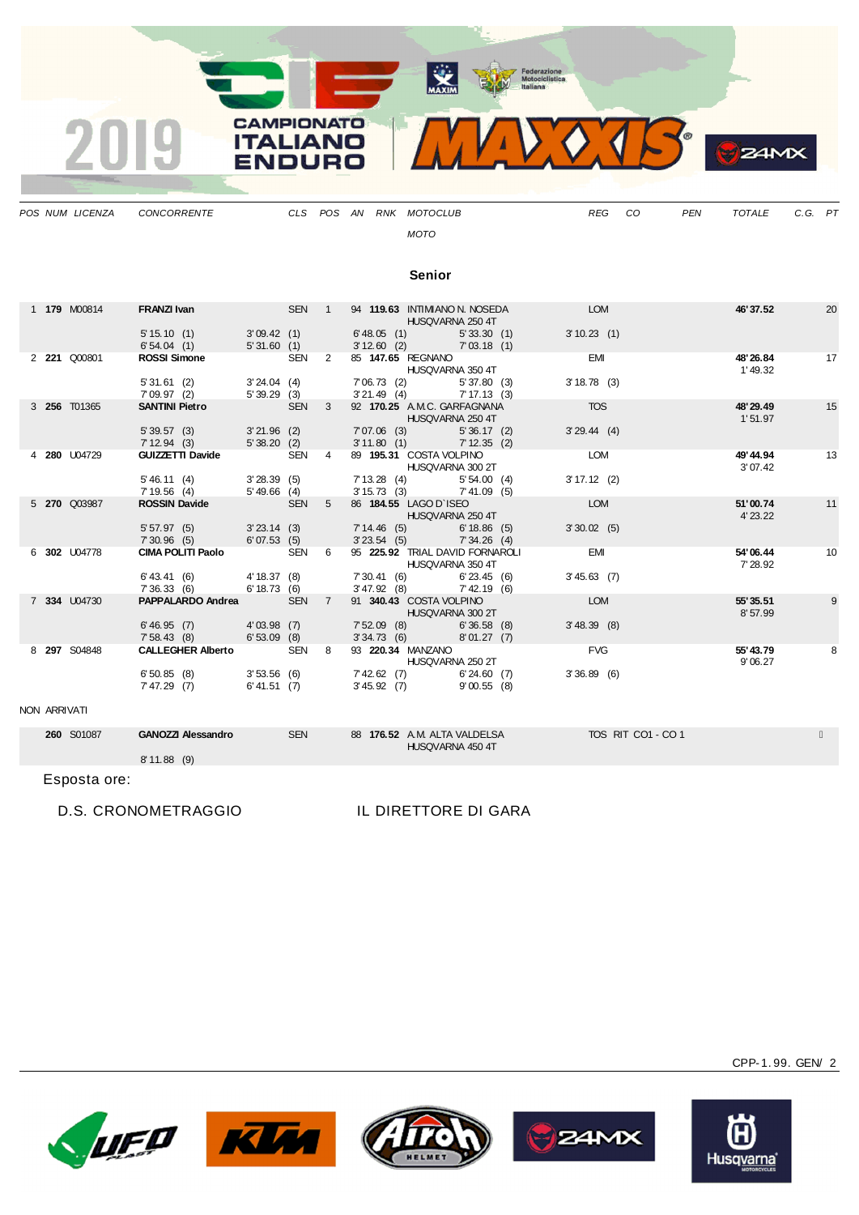2019 CAMPIONATO ITALIANO ENDURO MAXXIS

| POS | NUM | LICENZA | CONCORRENTE | | CLS | POS | AN | RNK | MOTOCLUB / MOTO | REG | CO | PEN | TOTALE | C.G. | PT |
|---|---|---|---|---|---|---|---|---|---|---|---|---|---|---|---|

## Senior

| POS | NUM | LICENZA | CONCORRENTE | | CLS | POS | AN | RNK | MOTOCLUB / MOTO | | REG | CO | PEN | TOTALE | PT |
|---|---|---|---|---|---|---|---|---|---|---|---|---|---|---|---|
| 1 | **179** | M00814 | **FRANZI Ivan** | | SEN | 1 | 94 | **119.63** | INTIMIANO N. NOSEDA / HUSQVARNA 250 4T | | LOM | | | **46'37.52** | 20 |
| | | | 5'15.10 (1) | 3'09.42 (1) | | | 6'48.05 (1) | | 5'33.30 (1) | 3'10.23 (1) | | | | | |
| | | | 6'54.04 (1) | 5'31.60 (1) | | | 3'12.60 (2) | | 7'03.18 (1) | | | | | | |
| 2 | **221** | Q00801 | **ROSSI Simone** | | SEN | 2 | 85 | **147.65** | REGNANO / HUSQVARNA 350 4T | | EMI | | | **48'26.84** 1'49.32 | 17 |
| | | | 5'31.61 (2) | 3'24.04 (4) | | | 7'06.73 (2) | | 5'37.80 (3) | 3'18.78 (3) | | | | | |
| | | | 7'09.97 (2) | 5'39.29 (3) | | | 3'21.49 (4) | | 7'17.13 (3) | | | | | | |
| 3 | **256** | T01365 | **SANTINI Pietro** | | SEN | 3 | 92 | **170.25** | A.M.C. GARFAGNANA / HUSQVARNA 250 4T | | TOS | | | **48'29.49** 1'51.97 | 15 |
| | | | 5'39.57 (3) | 3'21.96 (2) | | | 7'07.06 (3) | | 5'36.17 (2) | 3'29.44 (4) | | | | | |
| | | | 7'12.94 (3) | 5'38.20 (2) | | | 3'11.80 (1) | | 7'12.35 (2) | | | | | | |
| 4 | **280** | U04729 | **GUIZZETTI Davide** | | SEN | 4 | 89 | **195.31** | COSTA VOLPINO / HUSQVARNA 300 2T | | LOM | | | **49'44.94** 3'07.42 | 13 |
| | | | 5'46.11 (4) | 3'28.39 (5) | | | 7'13.28 (4) | | 5'54.00 (4) | 3'17.12 (2) | | | | | |
| | | | 7'19.56 (4) | 5'49.66 (4) | | | 3'15.73 (3) | | 7'41.09 (5) | | | | | | |
| 5 | **270** | Q03987 | **ROSSIN Davide** | | SEN | 5 | 86 | **184.55** | LAGO D'ISEO / HUSQVARNA 250 4T | | LOM | | | **51'00.74** 4'23.22 | 11 |
| | | | 5'57.97 (5) | 3'23.14 (3) | | | 7'14.46 (5) | | 6'18.86 (5) | 3'30.02 (5) | | | | | |
| | | | 7'30.96 (5) | 6'07.53 (5) | | | 3'23.54 (5) | | 7'34.26 (4) | | | | | | |
| 6 | **302** | U04778 | **CIMA POLITI Paolo** | | SEN | 6 | 95 | **225.92** | TRIAL DAVID FORNAROLI / HUSQVARNA 350 4T | | EMI | | | **54'06.44** 7'28.92 | 10 |
| | | | 6'43.41 (6) | 4'18.37 (8) | | | 7'30.41 (6) | | 6'23.45 (6) | 3'45.63 (7) | | | | | |
| | | | 7'36.33 (6) | 6'18.73 (6) | | | 3'47.92 (8) | | 7'42.19 (6) | | | | | | |
| 7 | **334** | U04730 | **PAPPALARDO Andrea** | | SEN | 7 | 91 | **340.43** | COSTA VOLPINO / HUSQVARNA 300 2T | | LOM | | | **55'35.51** 8'57.99 | 9 |
| | | | 6'46.95 (7) | 4'03.98 (7) | | | 7'52.09 (8) | | 6'36.58 (8) | 3'48.39 (8) | | | | | |
| | | | 7'58.43 (8) | 6'53.09 (8) | | | 3'34.73 (6) | | 8'01.27 (7) | | | | | | |
| 8 | **297** | S04848 | **CALLEGHER Alberto** | | SEN | 8 | 93 | **220.34** | MANZANO / HUSQVARNA 250 2T | | FVG | | | **55'43.79** 9'06.27 | 8 |
| | | | 6'50.85 (8) | 3'53.56 (6) | | | 7'42.62 (7) | | 6'24.60 (7) | 3'36.89 (6) | | | | | |
| | | | 7'47.29 (7) | 6'41.51 (7) | | | 3'45.92 (7) | | 9'00.55 (8) | | | | | | |

NON ARRIVATI

| POS | NUM | LICENZA | CONCORRENTE | CLS | AN | RNK | MOTOCLUB / MOTO | REG | CO |
|---|---|---|---|---|---|---|---|---|---|
| | **260** | S01087 | **GANOZZI Alessandro** | SEN | 88 | **176.52** | A.M. ALTA VALDELSA / HUSQVARNA 450 4T | TOS | RIT CO1 - CO 1 |
| | | | 8'11.88 (9) | | | | | | |

Esposta ore:

D.S. CRONOMETRAGGIO

IL DIRETTORE DI GARA

CPP-1.99. GEN/ 2